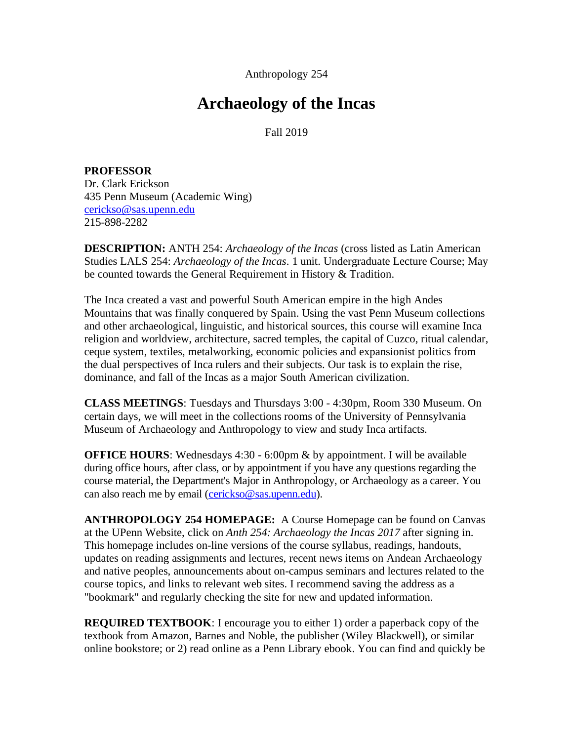Anthropology 254

# Archaeology of the Incas

Fall 2019

**PROFESSOR**
Dr. Clark Erickson
435 Penn Museum (Academic Wing)
cerickso@sas.upenn.edu
215-898-2282

**DESCRIPTION:** ANTH 254: *Archaeology of the Incas* (cross listed as Latin American Studies LALS 254: *Archaeology of the Incas*. 1 unit. Undergraduate Lecture Course; May be counted towards the General Requirement in History & Tradition.

The Inca created a vast and powerful South American empire in the high Andes Mountains that was finally conquered by Spain. Using the vast Penn Museum collections and other archaeological, linguistic, and historical sources, this course will examine Inca religion and worldview, architecture, sacred temples, the capital of Cuzco, ritual calendar, ceque system, textiles, metalworking, economic policies and expansionist politics from the dual perspectives of Inca rulers and their subjects. Our task is to explain the rise, dominance, and fall of the Incas as a major South American civilization.

**CLASS MEETINGS**: Tuesdays and Thursdays 3:00 - 4:30pm, Room 330 Museum. On certain days, we will meet in the collections rooms of the University of Pennsylvania Museum of Archaeology and Anthropology to view and study Inca artifacts.

**OFFICE HOURS**: Wednesdays 4:30 - 6:00pm & by appointment. I will be available during office hours, after class, or by appointment if you have any questions regarding the course material, the Department's Major in Anthropology, or Archaeology as a career. You can also reach me by email (cerickso@sas.upenn.edu).

**ANTHROPOLOGY 254 HOMEPAGE:** A Course Homepage can be found on Canvas at the UPenn Website, click on *Anth 254: Archaeology the Incas 2017* after signing in. This homepage includes on-line versions of the course syllabus, readings, handouts, updates on reading assignments and lectures, recent news items on Andean Archaeology and native peoples, announcements about on-campus seminars and lectures related to the course topics, and links to relevant web sites. I recommend saving the address as a "bookmark" and regularly checking the site for new and updated information.

**REQUIRED TEXTBOOK**: I encourage you to either 1) order a paperback copy of the textbook from Amazon, Barnes and Noble, the publisher (Wiley Blackwell), or similar online bookstore; or 2) read online as a Penn Library ebook. You can find and quickly be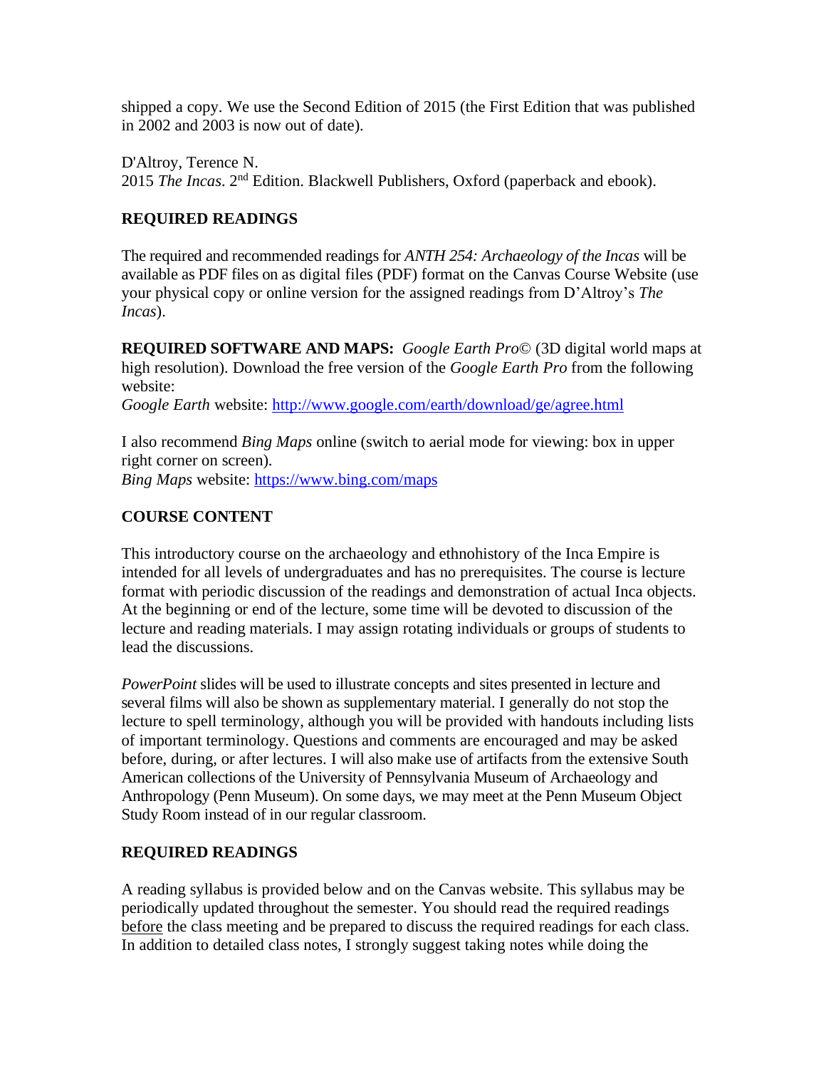shipped a copy. We use the Second Edition of 2015 (the First Edition that was published in 2002 and 2003 is now out of date).

D'Altroy, Terence N.
2015 *The Incas*. 2nd Edition. Blackwell Publishers, Oxford (paperback and ebook).

**REQUIRED READINGS**

The required and recommended readings for *ANTH 254: Archaeology of the Incas* will be available as PDF files on as digital files (PDF) format on the Canvas Course Website (use your physical copy or online version for the assigned readings from D'Altroy's *The Incas*).

**REQUIRED SOFTWARE AND MAPS:** *Google Earth Pro*© (3D digital world maps at high resolution). Download the free version of the *Google Earth Pro* from the following website:
*Google Earth* website: http://www.google.com/earth/download/ge/agree.html

I also recommend *Bing Maps* online (switch to aerial mode for viewing: box in upper right corner on screen).
*Bing Maps* website: https://www.bing.com/maps

**COURSE CONTENT**

This introductory course on the archaeology and ethnohistory of the Inca Empire is intended for all levels of undergraduates and has no prerequisites. The course is lecture format with periodic discussion of the readings and demonstration of actual Inca objects. At the beginning or end of the lecture, some time will be devoted to discussion of the lecture and reading materials. I may assign rotating individuals or groups of students to lead the discussions.

*PowerPoint* slides will be used to illustrate concepts and sites presented in lecture and several films will also be shown as supplementary material. I generally do not stop the lecture to spell terminology, although you will be provided with handouts including lists of important terminology. Questions and comments are encouraged and may be asked before, during, or after lectures. I will also make use of artifacts from the extensive South American collections of the University of Pennsylvania Museum of Archaeology and Anthropology (Penn Museum). On some days, we may meet at the Penn Museum Object Study Room instead of in our regular classroom.

**REQUIRED READINGS**

A reading syllabus is provided below and on the Canvas website. This syllabus may be periodically updated throughout the semester. You should read the required readings before the class meeting and be prepared to discuss the required readings for each class. In addition to detailed class notes, I strongly suggest taking notes while doing the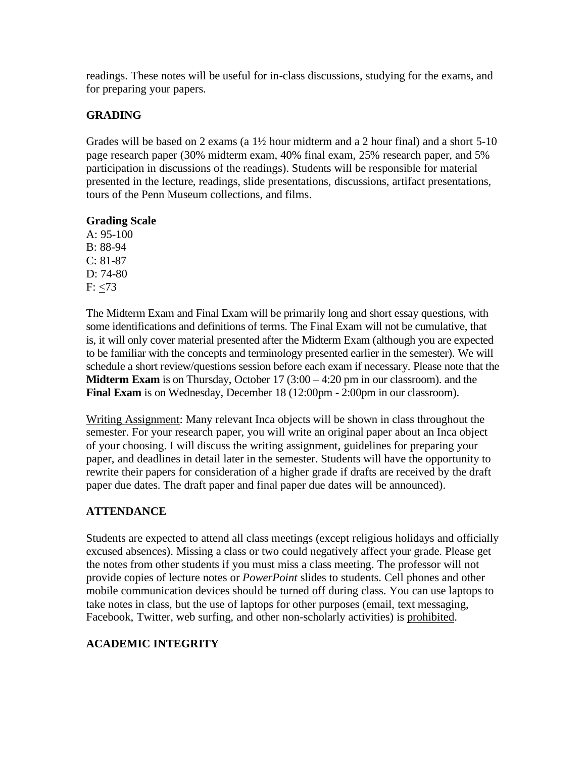readings. These notes will be useful for in-class discussions, studying for the exams, and for preparing your papers.

## GRADING

Grades will be based on 2 exams (a 1½ hour midterm and a 2 hour final) and a short 5-10 page research paper (30% midterm exam, 40% final exam, 25% research paper, and 5% participation in discussions of the readings). Students will be responsible for material presented in the lecture, readings, slide presentations, discussions, artifact presentations, tours of the Penn Museum collections, and films.

**Grading Scale**
A: 95-100
B: 88-94
C: 81-87
D: 74-80
F: ≤73

The Midterm Exam and Final Exam will be primarily long and short essay questions, with some identifications and definitions of terms. The Final Exam will not be cumulative, that is, it will only cover material presented after the Midterm Exam (although you are expected to be familiar with the concepts and terminology presented earlier in the semester). We will schedule a short review/questions session before each exam if necessary. Please note that the **Midterm Exam** is on Thursday, October 17 (3:00 – 4:20 pm in our classroom). and the **Final Exam** is on Wednesday, December 18 (12:00pm - 2:00pm in our classroom).

<u>Writing Assignment</u>: Many relevant Inca objects will be shown in class throughout the semester. For your research paper, you will write an original paper about an Inca object of your choosing. I will discuss the writing assignment, guidelines for preparing your paper, and deadlines in detail later in the semester. Students will have the opportunity to rewrite their papers for consideration of a higher grade if drafts are received by the draft paper due dates. The draft paper and final paper due dates will be announced).

## ATTENDANCE

Students are expected to attend all class meetings (except religious holidays and officially excused absences). Missing a class or two could negatively affect your grade. Please get the notes from other students if you must miss a class meeting. The professor will not provide copies of lecture notes or *PowerPoint* slides to students. Cell phones and other mobile communication devices should be <u>turned off</u> during class. You can use laptops to take notes in class, but the use of laptops for other purposes (email, text messaging, Facebook, Twitter, web surfing, and other non-scholarly activities) is <u>prohibited</u>.

## ACADEMIC INTEGRITY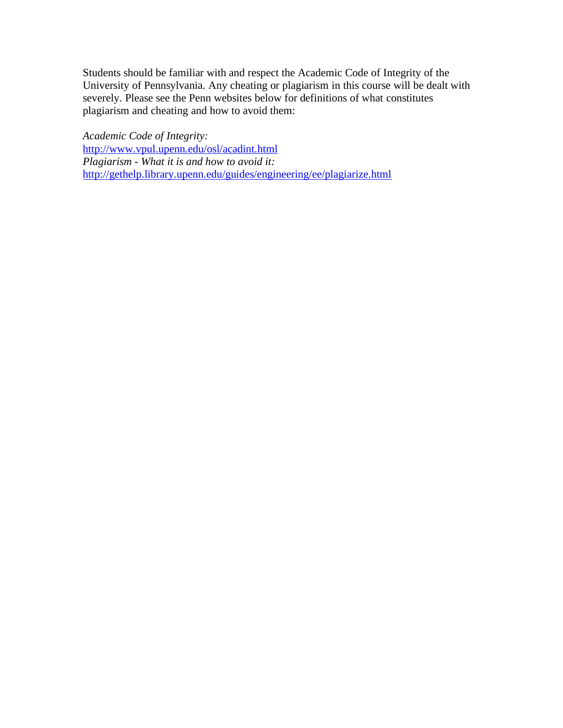Students should be familiar with and respect the Academic Code of Integrity of the University of Pennsylvania. Any cheating or plagiarism in this course will be dealt with severely. Please see the Penn websites below for definitions of what constitutes plagiarism and cheating and how to avoid them:

*Academic Code of Integrity:*
http://www.vpul.upenn.edu/osl/acadint.html
*Plagiarism - What it is and how to avoid it:*
http://gethelp.library.upenn.edu/guides/engineering/ee/plagiarize.html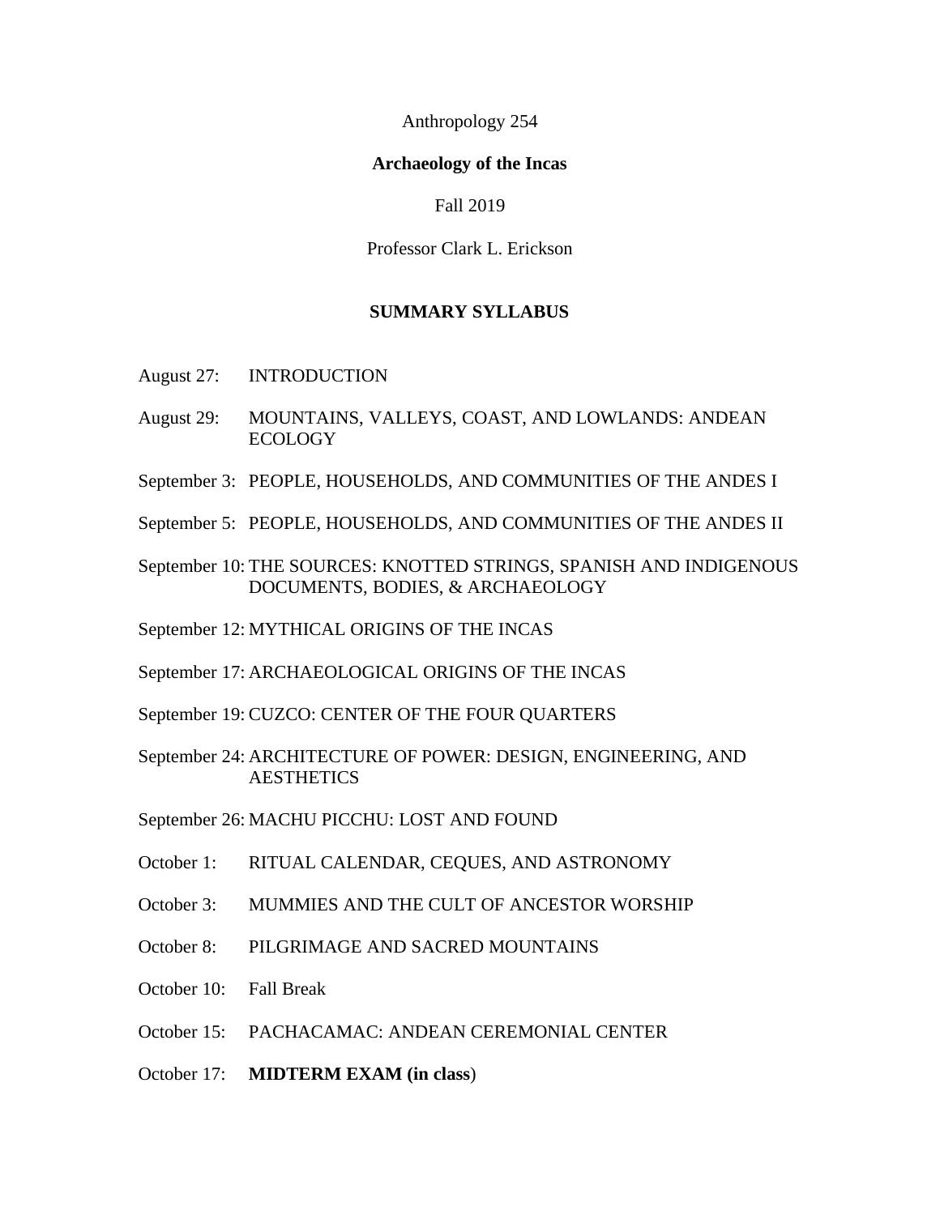Anthropology 254

**Archaeology of the Incas**

Fall 2019

Professor Clark L. Erickson

## SUMMARY SYLLABUS

August 27: INTRODUCTION

August 29: MOUNTAINS, VALLEYS, COAST, AND LOWLANDS: ANDEAN ECOLOGY

September 3: PEOPLE, HOUSEHOLDS, AND COMMUNITIES OF THE ANDES I

September 5: PEOPLE, HOUSEHOLDS, AND COMMUNITIES OF THE ANDES II

September 10: THE SOURCES: KNOTTED STRINGS, SPANISH AND INDIGENOUS DOCUMENTS, BODIES, & ARCHAEOLOGY

September 12: MYTHICAL ORIGINS OF THE INCAS

September 17: ARCHAEOLOGICAL ORIGINS OF THE INCAS

September 19: CUZCO: CENTER OF THE FOUR QUARTERS

September 24: ARCHITECTURE OF POWER: DESIGN, ENGINEERING, AND AESTHETICS

September 26: MACHU PICCHU: LOST AND FOUND

October 1: RITUAL CALENDAR, CEQUES, AND ASTRONOMY

October 3: MUMMIES AND THE CULT OF ANCESTOR WORSHIP

October 8: PILGRIMAGE AND SACRED MOUNTAINS

October 10: Fall Break

October 15: PACHACAMAC: ANDEAN CEREMONIAL CENTER

October 17: **MIDTERM EXAM (in class**)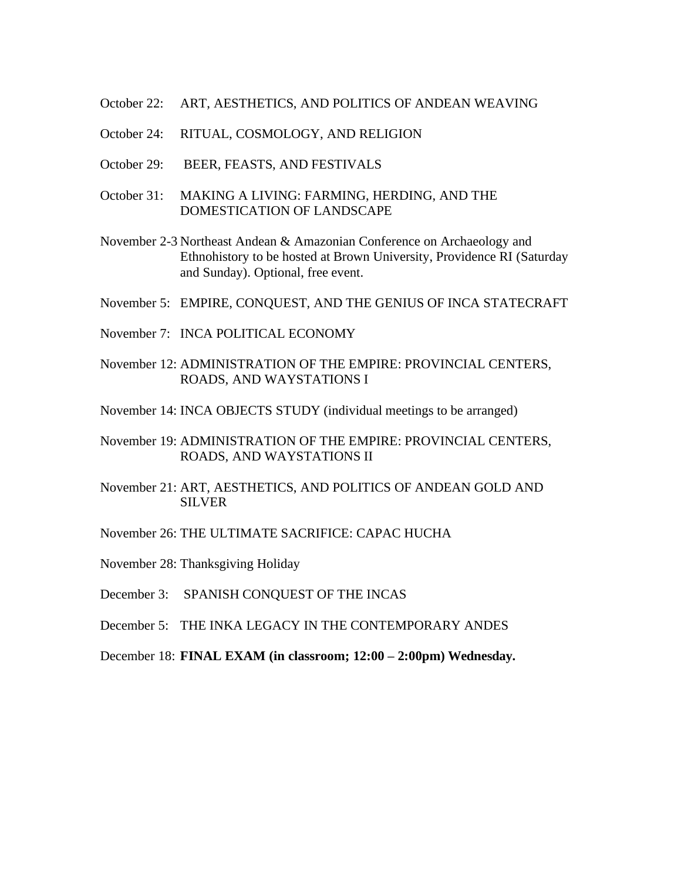October 22: ART, AESTHETICS, AND POLITICS OF ANDEAN WEAVING

October 24: RITUAL, COSMOLOGY, AND RELIGION

October 29: BEER, FEASTS, AND FESTIVALS

October 31: MAKING A LIVING: FARMING, HERDING, AND THE DOMESTICATION OF LANDSCAPE

November 2-3 Northeast Andean & Amazonian Conference on Archaeology and Ethnohistory to be hosted at Brown University, Providence RI (Saturday and Sunday). Optional, free event.

November 5: EMPIRE, CONQUEST, AND THE GENIUS OF INCA STATECRAFT

November 7: INCA POLITICAL ECONOMY

November 12: ADMINISTRATION OF THE EMPIRE: PROVINCIAL CENTERS, ROADS, AND WAYSTATIONS I

November 14: INCA OBJECTS STUDY (individual meetings to be arranged)

November 19: ADMINISTRATION OF THE EMPIRE: PROVINCIAL CENTERS, ROADS, AND WAYSTATIONS II

November 21: ART, AESTHETICS, AND POLITICS OF ANDEAN GOLD AND SILVER

November 26: THE ULTIMATE SACRIFICE: CAPAC HUCHA

November 28: Thanksgiving Holiday

December 3: SPANISH CONQUEST OF THE INCAS

December 5: THE INKA LEGACY IN THE CONTEMPORARY ANDES

December 18: **FINAL EXAM (in classroom; 12:00 – 2:00pm) Wednesday.**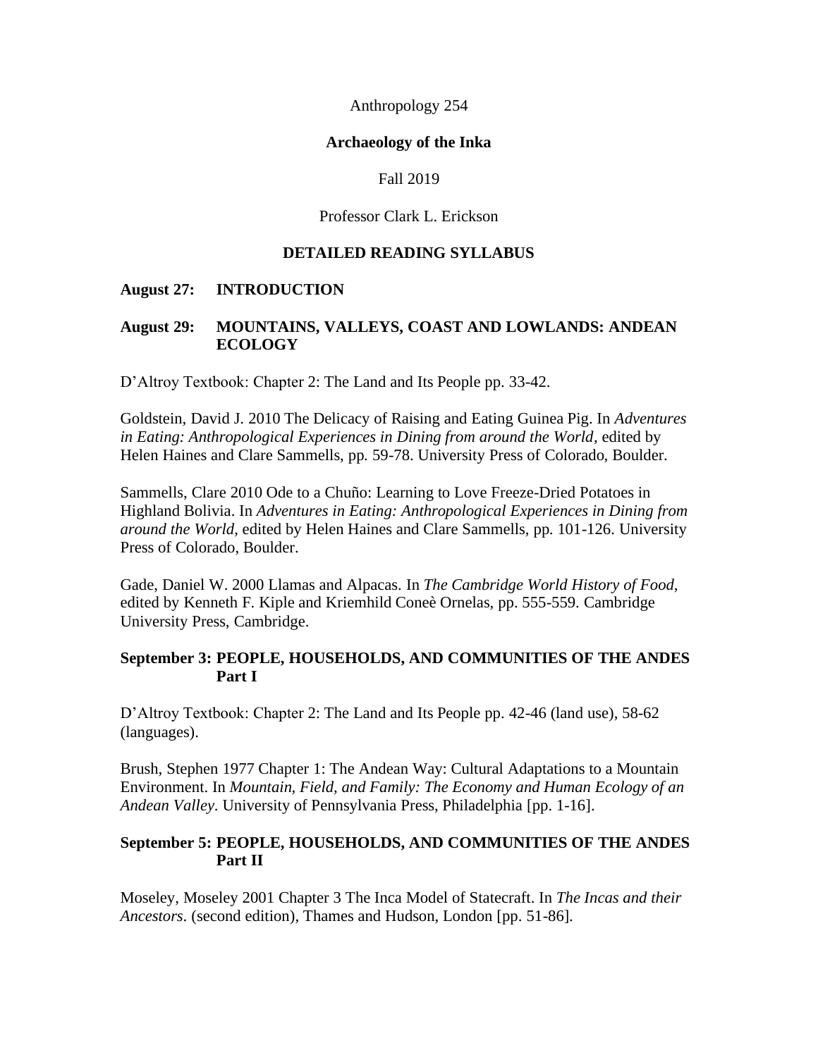Anthropology 254

**Archaeology of the Inka**

Fall 2019

Professor Clark L. Erickson

**DETAILED READING SYLLABUS**

**August 27: INTRODUCTION**

**August 29: MOUNTAINS, VALLEYS, COAST AND LOWLANDS: ANDEAN ECOLOGY**

D'Altroy Textbook: Chapter 2: The Land and Its People pp. 33-42.

Goldstein, David J. 2010 The Delicacy of Raising and Eating Guinea Pig. In *Adventures in Eating: Anthropological Experiences in Dining from around the World*, edited by Helen Haines and Clare Sammells, pp. 59-78. University Press of Colorado, Boulder.

Sammells, Clare 2010 Ode to a Chuño: Learning to Love Freeze-Dried Potatoes in Highland Bolivia. In *Adventures in Eating: Anthropological Experiences in Dining from around the World*, edited by Helen Haines and Clare Sammells, pp. 101-126. University Press of Colorado, Boulder.

Gade, Daniel W. 2000 Llamas and Alpacas. In *The Cambridge World History of Food*, edited by Kenneth F. Kiple and Kriemhild Coneè Ornelas, pp. 555-559. Cambridge University Press, Cambridge.

**September 3: PEOPLE, HOUSEHOLDS, AND COMMUNITIES OF THE ANDES Part I**

D'Altroy Textbook: Chapter 2: The Land and Its People pp. 42-46 (land use), 58-62 (languages).

Brush, Stephen 1977 Chapter 1: The Andean Way: Cultural Adaptations to a Mountain Environment. In *Mountain, Field, and Family: The Economy and Human Ecology of an Andean Valley*. University of Pennsylvania Press, Philadelphia [pp. 1-16].

**September 5: PEOPLE, HOUSEHOLDS, AND COMMUNITIES OF THE ANDES Part II**

Moseley, Moseley 2001 Chapter 3 The Inca Model of Statecraft. In *The Incas and their Ancestors*. (second edition), Thames and Hudson, London [pp. 51-86].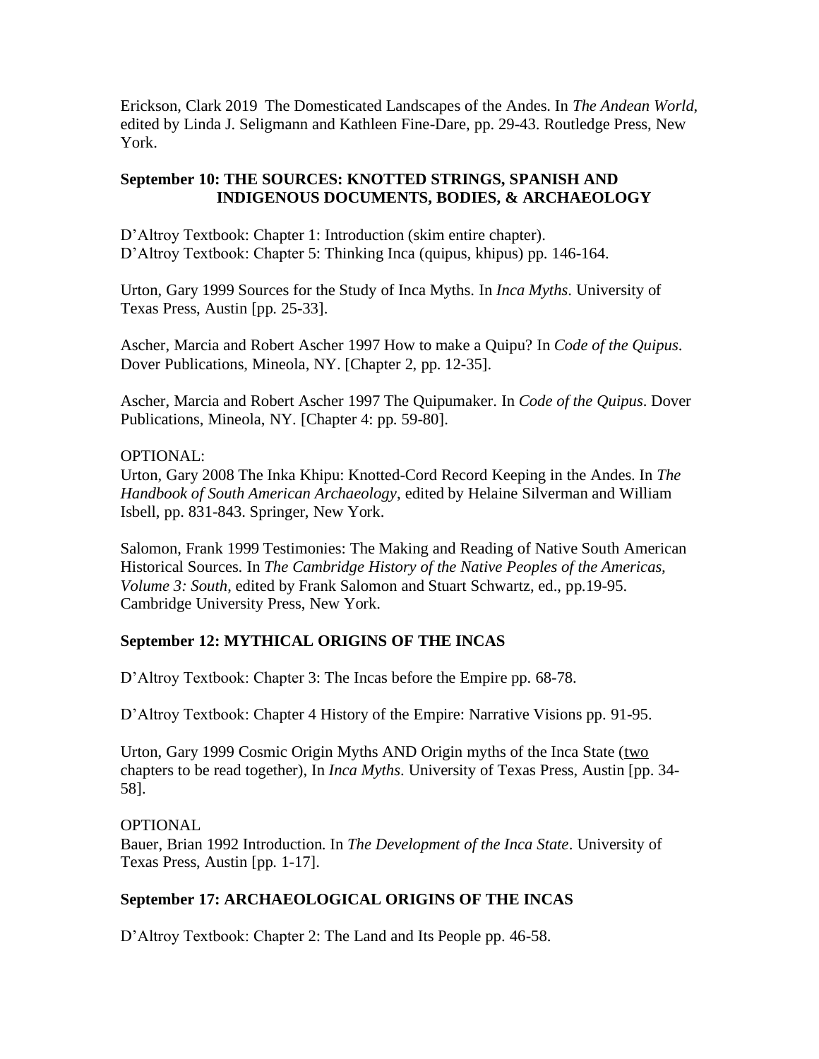Erickson, Clark 2019 The Domesticated Landscapes of the Andes. In *The Andean World*, edited by Linda J. Seligmann and Kathleen Fine-Dare, pp. 29-43. Routledge Press, New York.

**September 10: THE SOURCES: KNOTTED STRINGS, SPANISH AND INDIGENOUS DOCUMENTS, BODIES, & ARCHAEOLOGY**

D'Altroy Textbook: Chapter 1: Introduction (skim entire chapter).
D'Altroy Textbook: Chapter 5: Thinking Inca (quipus, khipus) pp. 146-164.

Urton, Gary 1999 Sources for the Study of Inca Myths. In *Inca Myths*. University of Texas Press, Austin [pp. 25-33].

Ascher, Marcia and Robert Ascher 1997 How to make a Quipu? In *Code of the Quipus*. Dover Publications, Mineola, NY. [Chapter 2, pp. 12-35].

Ascher, Marcia and Robert Ascher 1997 The Quipumaker. In *Code of the Quipus*. Dover Publications, Mineola, NY. [Chapter 4: pp. 59-80].

OPTIONAL:
Urton, Gary 2008 The Inka Khipu: Knotted-Cord Record Keeping in the Andes. In *The Handbook of South American Archaeology*, edited by Helaine Silverman and William Isbell, pp. 831-843. Springer, New York.

Salomon, Frank 1999 Testimonies: The Making and Reading of Native South American Historical Sources. In *The Cambridge History of the Native Peoples of the Americas, Volume 3: South*, edited by Frank Salomon and Stuart Schwartz, ed., pp.19-95. Cambridge University Press, New York.

**September 12: MYTHICAL ORIGINS OF THE INCAS**

D'Altroy Textbook: Chapter 3: The Incas before the Empire pp. 68-78.

D'Altroy Textbook: Chapter 4 History of the Empire: Narrative Visions pp. 91-95.

Urton, Gary 1999 Cosmic Origin Myths AND Origin myths of the Inca State (two chapters to be read together), In *Inca Myths*. University of Texas Press, Austin [pp. 34-58].

OPTIONAL
Bauer, Brian 1992 Introduction. In *The Development of the Inca State*. University of Texas Press, Austin [pp. 1-17].

**September 17: ARCHAEOLOGICAL ORIGINS OF THE INCAS**

D'Altroy Textbook: Chapter 2: The Land and Its People pp. 46-58.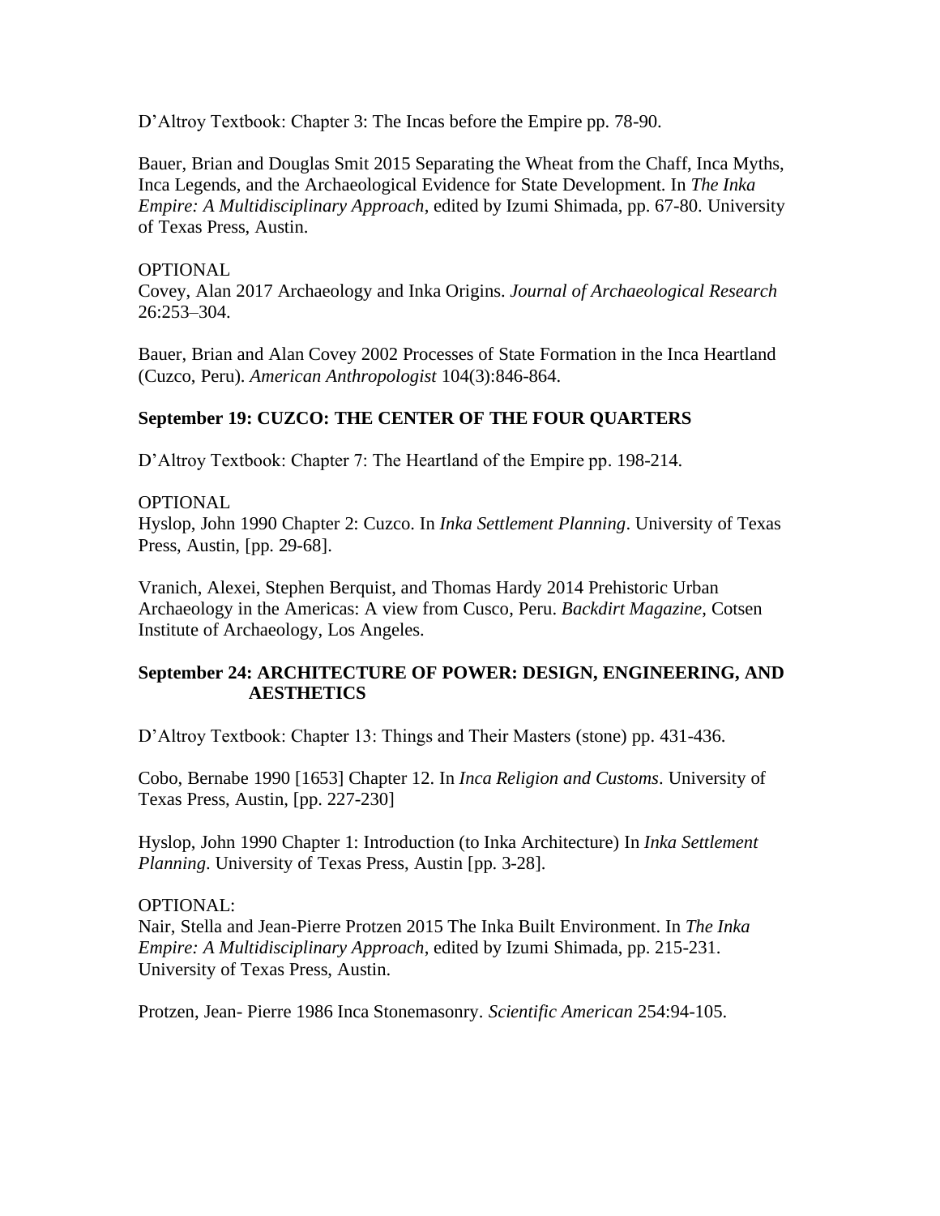D'Altroy Textbook: Chapter 3: The Incas before the Empire pp. 78-90.

Bauer, Brian and Douglas Smit 2015 Separating the Wheat from the Chaff, Inca Myths, Inca Legends, and the Archaeological Evidence for State Development. In *The Inka Empire: A Multidisciplinary Approach*, edited by Izumi Shimada, pp. 67-80. University of Texas Press, Austin.

OPTIONAL
Covey, Alan 2017 Archaeology and Inka Origins. *Journal of Archaeological Research* 26:253–304.

Bauer, Brian and Alan Covey 2002 Processes of State Formation in the Inca Heartland (Cuzco, Peru). *American Anthropologist* 104(3):846-864.

**September 19: CUZCO: THE CENTER OF THE FOUR QUARTERS**

D'Altroy Textbook: Chapter 7: The Heartland of the Empire pp. 198-214.

OPTIONAL
Hyslop, John 1990 Chapter 2: Cuzco. In *Inka Settlement Planning*. University of Texas Press, Austin, [pp. 29-68].

Vranich, Alexei, Stephen Berquist, and Thomas Hardy 2014 Prehistoric Urban Archaeology in the Americas: A view from Cusco, Peru. *Backdirt Magazine*, Cotsen Institute of Archaeology, Los Angeles.

**September 24: ARCHITECTURE OF POWER: DESIGN, ENGINEERING, AND AESTHETICS**

D'Altroy Textbook: Chapter 13: Things and Their Masters (stone) pp. 431-436.

Cobo, Bernabe 1990 [1653] Chapter 12. In *Inca Religion and Customs*. University of Texas Press, Austin, [pp. 227-230]

Hyslop, John 1990 Chapter 1: Introduction (to Inka Architecture) In *Inka Settlement Planning*. University of Texas Press, Austin [pp. 3-28].

OPTIONAL:
Nair, Stella and Jean-Pierre Protzen 2015 The Inka Built Environment. In *The Inka Empire: A Multidisciplinary Approach*, edited by Izumi Shimada, pp. 215-231. University of Texas Press, Austin.

Protzen, Jean- Pierre 1986 Inca Stonemasonry. *Scientific American* 254:94-105.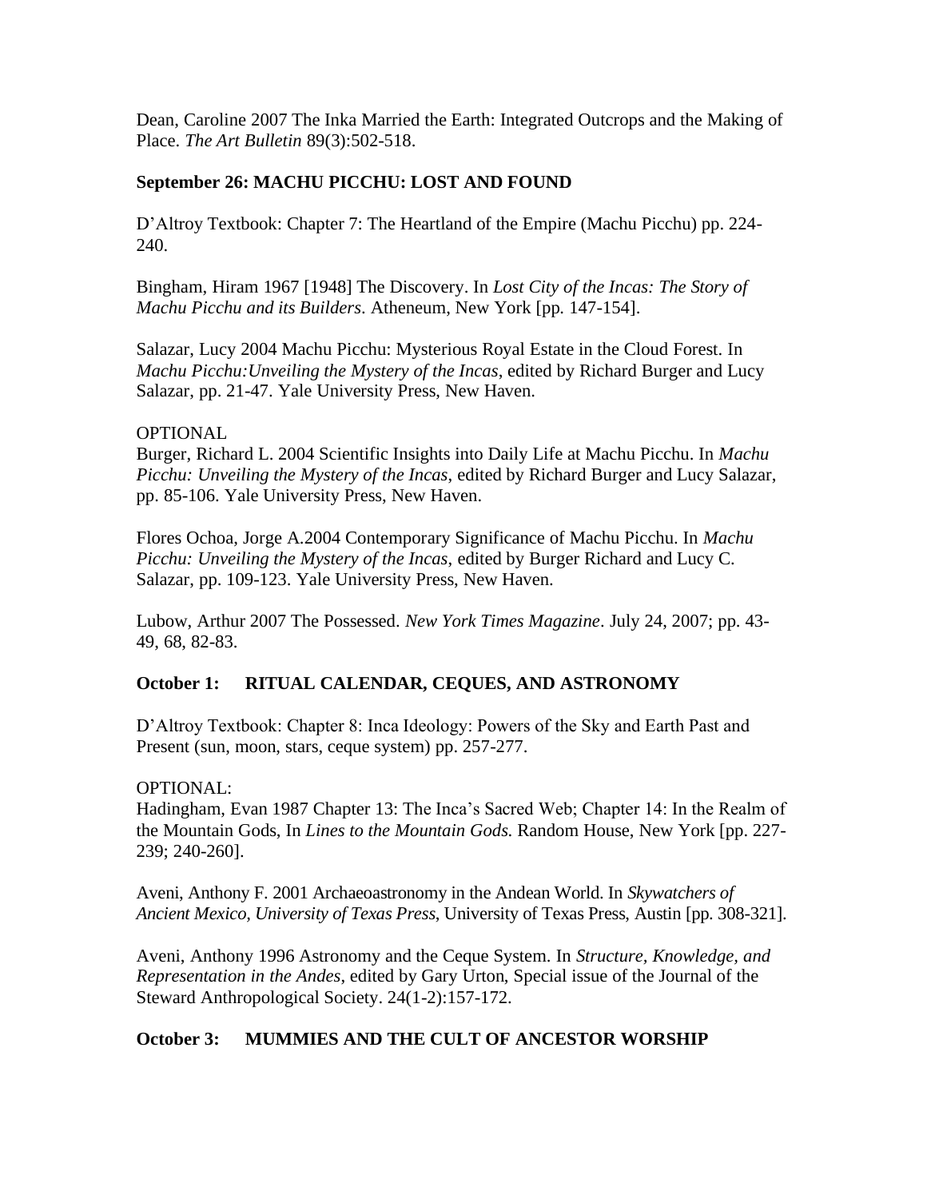Dean, Caroline 2007 The Inka Married the Earth: Integrated Outcrops and the Making of Place. *The Art Bulletin* 89(3):502-518.

**September 26: MACHU PICCHU: LOST AND FOUND**

D'Altroy Textbook: Chapter 7: The Heartland of the Empire (Machu Picchu) pp. 224-240.

Bingham, Hiram 1967 [1948] The Discovery. In *Lost City of the Incas: The Story of Machu Picchu and its Builders*. Atheneum, New York [pp. 147-154].

Salazar, Lucy 2004 Machu Picchu: Mysterious Royal Estate in the Cloud Forest. In *Machu Picchu:Unveiling the Mystery of the Incas*, edited by Richard Burger and Lucy Salazar, pp. 21-47. Yale University Press, New Haven.

OPTIONAL

Burger, Richard L. 2004 Scientific Insights into Daily Life at Machu Picchu. In *Machu Picchu: Unveiling the Mystery of the Incas*, edited by Richard Burger and Lucy Salazar, pp. 85-106. Yale University Press, New Haven.

Flores Ochoa, Jorge A.2004 Contemporary Significance of Machu Picchu. In *Machu Picchu: Unveiling the Mystery of the Incas*, edited by Burger Richard and Lucy C. Salazar, pp. 109-123. Yale University Press, New Haven.

Lubow, Arthur 2007 The Possessed. *New York Times Magazine*. July 24, 2007; pp. 43-49, 68, 82-83.

**October 1: RITUAL CALENDAR, CEQUES, AND ASTRONOMY**

D'Altroy Textbook: Chapter 8: Inca Ideology: Powers of the Sky and Earth Past and Present (sun, moon, stars, ceque system) pp. 257-277.

OPTIONAL:

Hadingham, Evan 1987 Chapter 13: The Inca's Sacred Web; Chapter 14: In the Realm of the Mountain Gods, In *Lines to the Mountain Gods.* Random House, New York [pp. 227-239; 240-260].

Aveni, Anthony F. 2001 Archaeoastronomy in the Andean World. In *Skywatchers of Ancient Mexico, University of Texas Press*, University of Texas Press, Austin [pp. 308-321].

Aveni, Anthony 1996 Astronomy and the Ceque System. In *Structure, Knowledge, and Representation in the Andes*, edited by Gary Urton, Special issue of the Journal of the Steward Anthropological Society. 24(1-2):157-172.

**October 3: MUMMIES AND THE CULT OF ANCESTOR WORSHIP**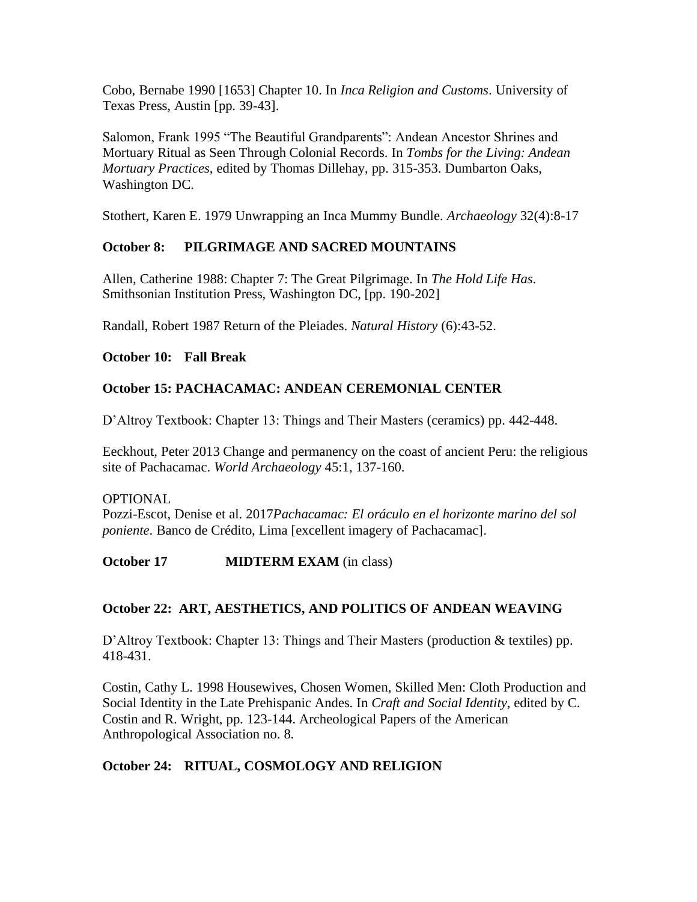Cobo, Bernabe 1990 [1653] Chapter 10. In *Inca Religion and Customs*. University of Texas Press, Austin [pp. 39-43].

Salomon, Frank 1995 "The Beautiful Grandparents": Andean Ancestor Shrines and Mortuary Ritual as Seen Through Colonial Records. In *Tombs for the Living: Andean Mortuary Practices*, edited by Thomas Dillehay, pp. 315-353. Dumbarton Oaks, Washington DC.

Stothert, Karen E. 1979 Unwrapping an Inca Mummy Bundle. *Archaeology* 32(4):8-17

**October 8: PILGRIMAGE AND SACRED MOUNTAINS**

Allen, Catherine 1988: Chapter 7: The Great Pilgrimage. In *The Hold Life Has*. Smithsonian Institution Press, Washington DC, [pp. 190-202]

Randall, Robert 1987 Return of the Pleiades. *Natural History* (6):43-52.

**October 10: Fall Break**

**October 15: PACHACAMAC: ANDEAN CEREMONIAL CENTER**

D'Altroy Textbook: Chapter 13: Things and Their Masters (ceramics) pp. 442-448.

Eeckhout, Peter 2013 Change and permanency on the coast of ancient Peru: the religious site of Pachacamac. *World Archaeology* 45:1, 137-160.

OPTIONAL
Pozzi-Escot, Denise et al. 2017*Pachacamac: El oráculo en el horizonte marino del sol poniente*. Banco de Crédito, Lima [excellent imagery of Pachacamac].

**October 17 MIDTERM EXAM** (in class)

**October 22: ART, AESTHETICS, AND POLITICS OF ANDEAN WEAVING**

D'Altroy Textbook: Chapter 13: Things and Their Masters (production & textiles) pp. 418-431.

Costin, Cathy L. 1998 Housewives, Chosen Women, Skilled Men: Cloth Production and Social Identity in the Late Prehispanic Andes. In *Craft and Social Identity*, edited by C. Costin and R. Wright, pp. 123-144. Archeological Papers of the American Anthropological Association no. 8.

**October 24: RITUAL, COSMOLOGY AND RELIGION**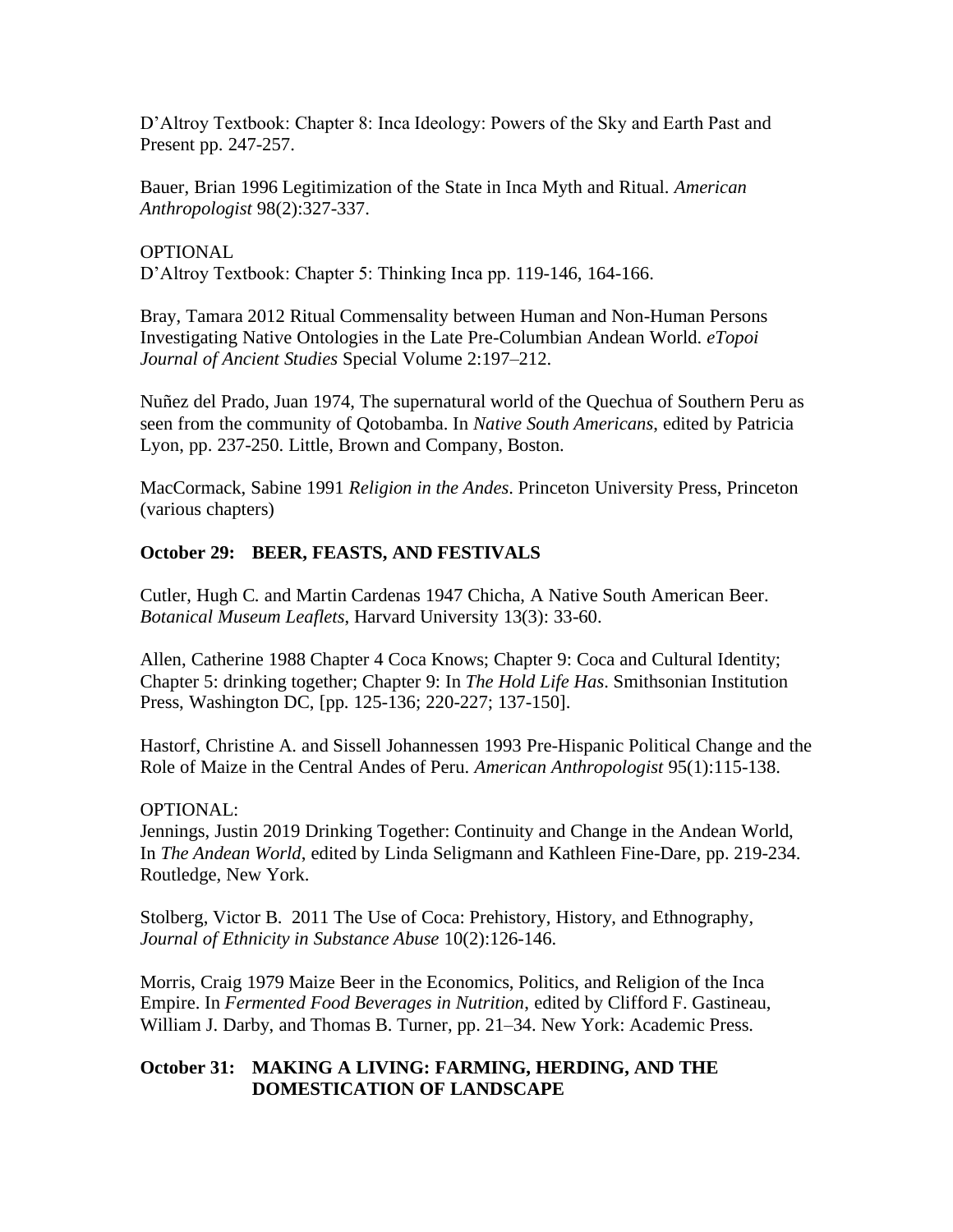D'Altroy Textbook: Chapter 8: Inca Ideology: Powers of the Sky and Earth Past and Present pp. 247-257.

Bauer, Brian 1996 Legitimization of the State in Inca Myth and Ritual. *American Anthropologist* 98(2):327-337.

OPTIONAL
D'Altroy Textbook: Chapter 5: Thinking Inca pp. 119-146, 164-166.

Bray, Tamara 2012 Ritual Commensality between Human and Non-Human Persons Investigating Native Ontologies in the Late Pre-Columbian Andean World. *eTopoi Journal of Ancient Studies* Special Volume 2:197–212.

Nuñez del Prado, Juan 1974, The supernatural world of the Quechua of Southern Peru as seen from the community of Qotobamba. In *Native South Americans*, edited by Patricia Lyon, pp. 237-250. Little, Brown and Company, Boston.

MacCormack, Sabine 1991 *Religion in the Andes*. Princeton University Press, Princeton (various chapters)

**October 29: BEER, FEASTS, AND FESTIVALS**

Cutler, Hugh C. and Martin Cardenas 1947 Chicha, A Native South American Beer. *Botanical Museum Leaflets*, Harvard University 13(3): 33-60.

Allen, Catherine 1988 Chapter 4 Coca Knows; Chapter 9: Coca and Cultural Identity; Chapter 5: drinking together; Chapter 9: In *The Hold Life Has*. Smithsonian Institution Press, Washington DC, [pp. 125-136; 220-227; 137-150].

Hastorf, Christine A. and Sissell Johannessen 1993 Pre-Hispanic Political Change and the Role of Maize in the Central Andes of Peru. *American Anthropologist* 95(1):115-138.

OPTIONAL:
Jennings, Justin 2019 Drinking Together: Continuity and Change in the Andean World, In *The Andean World*, edited by Linda Seligmann and Kathleen Fine-Dare, pp. 219-234. Routledge, New York.

Stolberg, Victor B. 2011 The Use of Coca: Prehistory, History, and Ethnography, *Journal of Ethnicity in Substance Abuse* 10(2):126-146.

Morris, Craig 1979 Maize Beer in the Economics, Politics, and Religion of the Inca Empire. In *Fermented Food Beverages in Nutrition*, edited by Clifford F. Gastineau, William J. Darby, and Thomas B. Turner, pp. 21–34. New York: Academic Press.

**October 31: MAKING A LIVING: FARMING, HERDING, AND THE DOMESTICATION OF LANDSCAPE**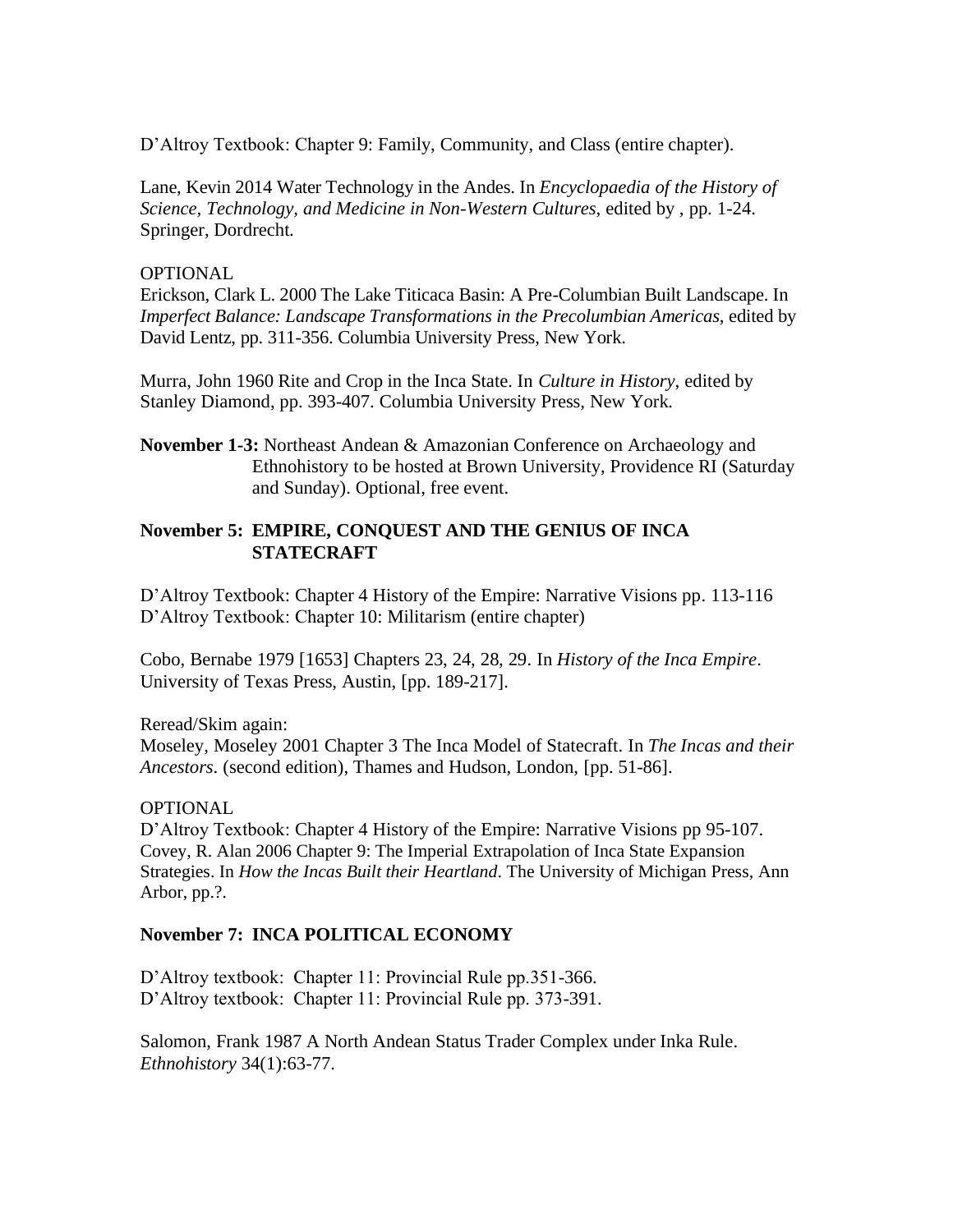D'Altroy Textbook: Chapter 9: Family, Community, and Class (entire chapter).

Lane, Kevin 2014 Water Technology in the Andes. In *Encyclopaedia of the History of Science, Technology, and Medicine in Non-Western Cultures*, edited by , pp. 1-24. Springer, Dordrecht.

OPTIONAL

Erickson, Clark L. 2000 The Lake Titicaca Basin: A Pre-Columbian Built Landscape. In *Imperfect Balance: Landscape Transformations in the Precolumbian Americas*, edited by David Lentz, pp. 311-356. Columbia University Press, New York.

Murra, John 1960 Rite and Crop in the Inca State. In *Culture in History*, edited by Stanley Diamond, pp. 393-407. Columbia University Press, New York.

**November 1-3:** Northeast Andean & Amazonian Conference on Archaeology and Ethnohistory to be hosted at Brown University, Providence RI (Saturday and Sunday). Optional, free event.

**November 5: EMPIRE, CONQUEST AND THE GENIUS OF INCA STATECRAFT**

D'Altroy Textbook: Chapter 4 History of the Empire: Narrative Visions pp. 113-116

D'Altroy Textbook: Chapter 10: Militarism (entire chapter)

Cobo, Bernabe 1979 [1653] Chapters 23, 24, 28, 29. In *History of the Inca Empire*. University of Texas Press, Austin, [pp. 189-217].

Reread/Skim again:

Moseley, Moseley 2001 Chapter 3 The Inca Model of Statecraft. In *The Incas and their Ancestors*. (second edition), Thames and Hudson, London, [pp. 51-86].

OPTIONAL

D'Altroy Textbook: Chapter 4 History of the Empire: Narrative Visions pp 95-107.

Covey, R. Alan 2006 Chapter 9: The Imperial Extrapolation of Inca State Expansion Strategies. In *How the Incas Built their Heartland*. The University of Michigan Press, Ann Arbor, pp.?.

**November 7: INCA POLITICAL ECONOMY**

D'Altroy textbook: Chapter 11: Provincial Rule pp.351-366.

D'Altroy textbook: Chapter 11: Provincial Rule pp. 373-391.

Salomon, Frank 1987 A North Andean Status Trader Complex under Inka Rule. *Ethnohistory* 34(1):63-77.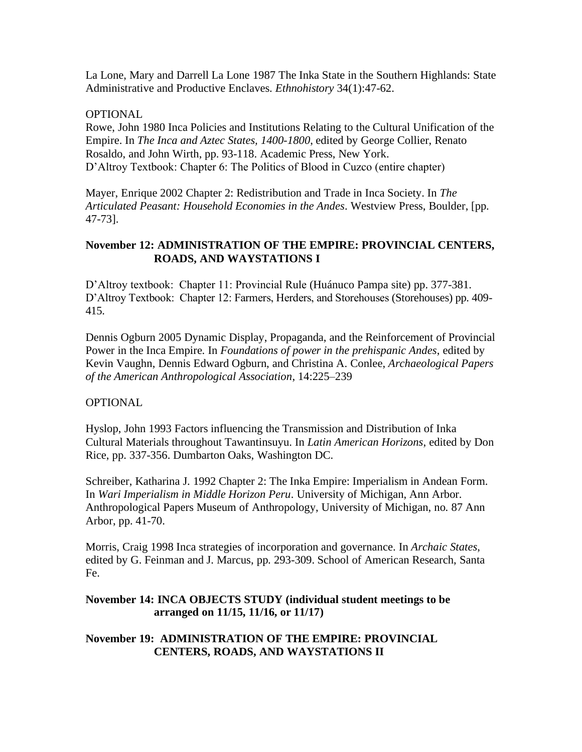La Lone, Mary and Darrell La Lone 1987 The Inka State in the Southern Highlands: State Administrative and Productive Enclaves. *Ethnohistory* 34(1):47-62.

OPTIONAL

Rowe, John 1980 Inca Policies and Institutions Relating to the Cultural Unification of the Empire. In *The Inca and Aztec States, 1400-1800*, edited by George Collier, Renato Rosaldo, and John Wirth, pp. 93-118. Academic Press, New York.

D'Altroy Textbook: Chapter 6: The Politics of Blood in Cuzco (entire chapter)

Mayer, Enrique 2002 Chapter 2: Redistribution and Trade in Inca Society. In *The Articulated Peasant: Household Economies in the Andes*. Westview Press, Boulder, [pp. 47-73].

**November 12: ADMINISTRATION OF THE EMPIRE: PROVINCIAL CENTERS, ROADS, AND WAYSTATIONS I**

D'Altroy textbook: Chapter 11: Provincial Rule (Huánuco Pampa site) pp. 377-381.

D'Altroy Textbook: Chapter 12: Farmers, Herders, and Storehouses (Storehouses) pp. 409-415.

Dennis Ogburn 2005 Dynamic Display, Propaganda, and the Reinforcement of Provincial Power in the Inca Empire. In *Foundations of power in the prehispanic Andes*, edited by Kevin Vaughn, Dennis Edward Ogburn, and Christina A. Conlee, *Archaeological Papers of the American Anthropological Association*, 14:225–239

OPTIONAL

Hyslop, John 1993 Factors influencing the Transmission and Distribution of Inka Cultural Materials throughout Tawantinsuyu. In *Latin American Horizons*, edited by Don Rice, pp. 337-356. Dumbarton Oaks, Washington DC.

Schreiber, Katharina J. 1992 Chapter 2: The Inka Empire: Imperialism in Andean Form. In *Wari Imperialism in Middle Horizon Peru*. University of Michigan, Ann Arbor. Anthropological Papers Museum of Anthropology, University of Michigan, no. 87 Ann Arbor, pp. 41-70.

Morris, Craig 1998 Inca strategies of incorporation and governance. In *Archaic States*, edited by G. Feinman and J. Marcus, pp. 293-309. School of American Research, Santa Fe.

**November 14: INCA OBJECTS STUDY (individual student meetings to be arranged on 11/15, 11/16, or 11/17)**

**November 19: ADMINISTRATION OF THE EMPIRE: PROVINCIAL CENTERS, ROADS, AND WAYSTATIONS II**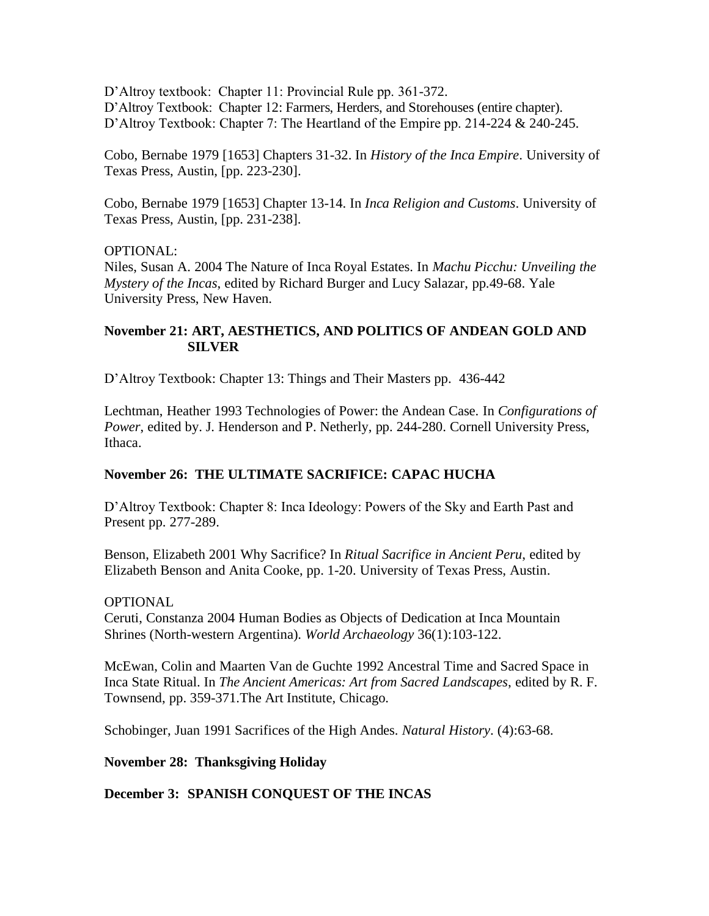D'Altroy textbook: Chapter 11: Provincial Rule pp. 361-372.
D'Altroy Textbook: Chapter 12: Farmers, Herders, and Storehouses (entire chapter).
D'Altroy Textbook: Chapter 7: The Heartland of the Empire pp. 214-224 & 240-245.

Cobo, Bernabe 1979 [1653] Chapters 31-32. In *History of the Inca Empire*. University of Texas Press, Austin, [pp. 223-230].

Cobo, Bernabe 1979 [1653] Chapter 13-14. In *Inca Religion and Customs*. University of Texas Press, Austin, [pp. 231-238].

OPTIONAL:
Niles, Susan A. 2004 The Nature of Inca Royal Estates. In *Machu Picchu: Unveiling the Mystery of the Incas*, edited by Richard Burger and Lucy Salazar, pp.49-68. Yale University Press, New Haven.

**November 21: ART, AESTHETICS, AND POLITICS OF ANDEAN GOLD AND SILVER**

D'Altroy Textbook: Chapter 13: Things and Their Masters pp. 436-442

Lechtman, Heather 1993 Technologies of Power: the Andean Case. In *Configurations of Power*, edited by. J. Henderson and P. Netherly, pp. 244-280. Cornell University Press, Ithaca.

**November 26: THE ULTIMATE SACRIFICE: CAPAC HUCHA**

D'Altroy Textbook: Chapter 8: Inca Ideology: Powers of the Sky and Earth Past and Present pp. 277-289.

Benson, Elizabeth 2001 Why Sacrifice? In *Ritual Sacrifice in Ancient Peru*, edited by Elizabeth Benson and Anita Cooke, pp. 1-20. University of Texas Press, Austin.

OPTIONAL
Ceruti, Constanza 2004 Human Bodies as Objects of Dedication at Inca Mountain Shrines (North-western Argentina). *World Archaeology* 36(1):103-122.

McEwan, Colin and Maarten Van de Guchte 1992 Ancestral Time and Sacred Space in Inca State Ritual. In *The Ancient Americas: Art from Sacred Landscapes*, edited by R. F. Townsend, pp. 359-371.The Art Institute, Chicago.

Schobinger, Juan 1991 Sacrifices of the High Andes. *Natural History*. (4):63-68.

**November 28: Thanksgiving Holiday**

**December 3: SPANISH CONQUEST OF THE INCAS**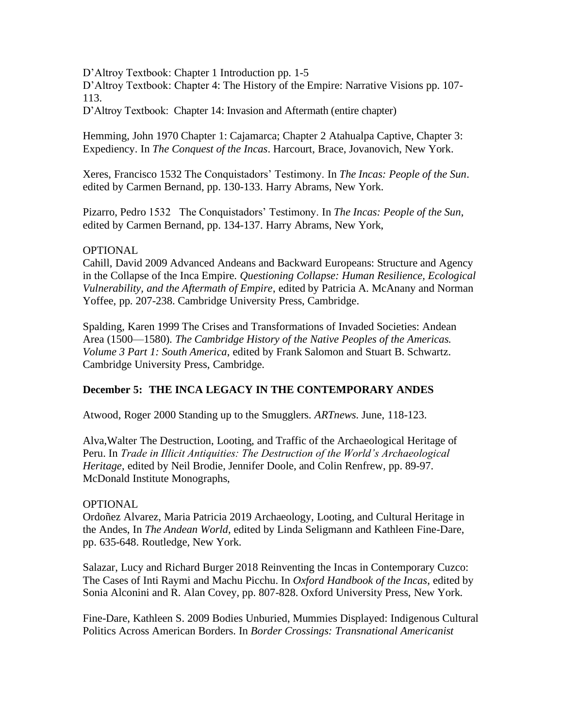D'Altroy Textbook: Chapter 1 Introduction pp. 1-5
D'Altroy Textbook: Chapter 4: The History of the Empire: Narrative Visions pp. 107-113.
D'Altroy Textbook: Chapter 14: Invasion and Aftermath (entire chapter)

Hemming, John 1970 Chapter 1: Cajamarca; Chapter 2 Atahualpa Captive, Chapter 3: Expediency. In *The Conquest of the Incas*. Harcourt, Brace, Jovanovich, New York.

Xeres, Francisco 1532 The Conquistadors' Testimony. In *The Incas: People of the Sun*. edited by Carmen Bernand, pp. 130-133. Harry Abrams, New York.

Pizarro, Pedro 1532 The Conquistadors' Testimony. In *The Incas: People of the Sun*, edited by Carmen Bernand, pp. 134-137. Harry Abrams, New York,

OPTIONAL
Cahill, David 2009 Advanced Andeans and Backward Europeans: Structure and Agency in the Collapse of the Inca Empire. *Questioning Collapse: Human Resilience, Ecological Vulnerability, and the Aftermath of Empire*, edited by Patricia A. McAnany and Norman Yoffee, pp. 207-238. Cambridge University Press, Cambridge.

Spalding, Karen 1999 The Crises and Transformations of Invaded Societies: Andean Area (1500—1580). *The Cambridge History of the Native Peoples of the Americas. Volume 3 Part 1: South America*, edited by Frank Salomon and Stuart B. Schwartz. Cambridge University Press, Cambridge.

**December 5: THE INCA LEGACY IN THE CONTEMPORARY ANDES**

Atwood, Roger 2000 Standing up to the Smugglers. *ARTnews.* June, 118-123.

Alva,Walter The Destruction, Looting, and Traffic of the Archaeological Heritage of Peru. In *Trade in Illicit Antiquities: The Destruction of the World's Archaeological Heritage*, edited by Neil Brodie, Jennifer Doole, and Colin Renfrew, pp. 89-97. McDonald Institute Monographs,

OPTIONAL
Ordoñez Alvarez, Maria Patricia 2019 Archaeology, Looting, and Cultural Heritage in the Andes, In *The Andean World*, edited by Linda Seligmann and Kathleen Fine-Dare, pp. 635-648. Routledge, New York.

Salazar, Lucy and Richard Burger 2018 Reinventing the Incas in Contemporary Cuzco: The Cases of Inti Raymi and Machu Picchu. In *Oxford Handbook of the Incas*, edited by Sonia Alconini and R. Alan Covey, pp. 807-828. Oxford University Press, New York.

Fine-Dare, Kathleen S. 2009 Bodies Unburied, Mummies Displayed: Indigenous Cultural Politics Across American Borders. In *Border Crossings: Transnational Americanist*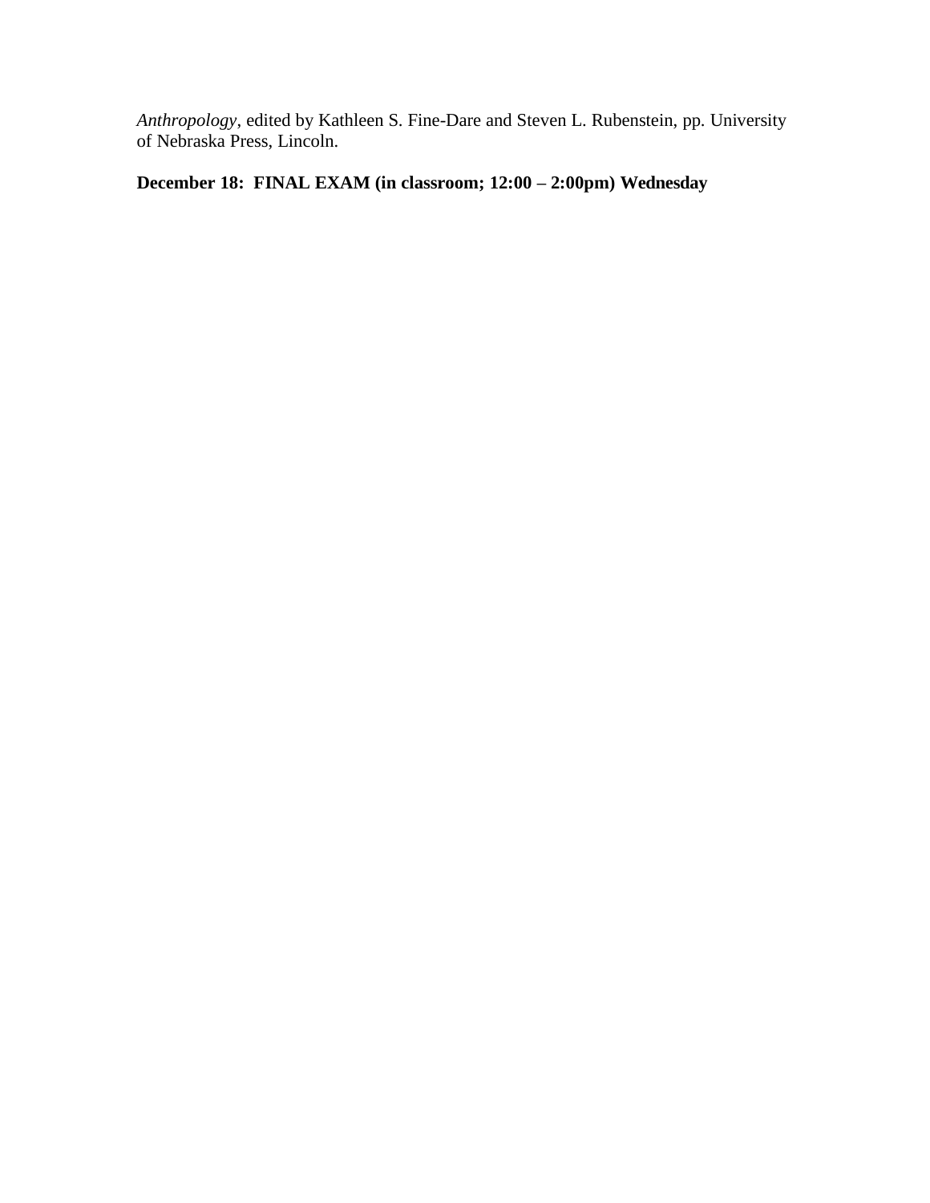*Anthropology*, edited by Kathleen S. Fine-Dare and Steven L. Rubenstein, pp. University of Nebraska Press, Lincoln.

**December 18: FINAL EXAM (in classroom; 12:00 – 2:00pm) Wednesday**